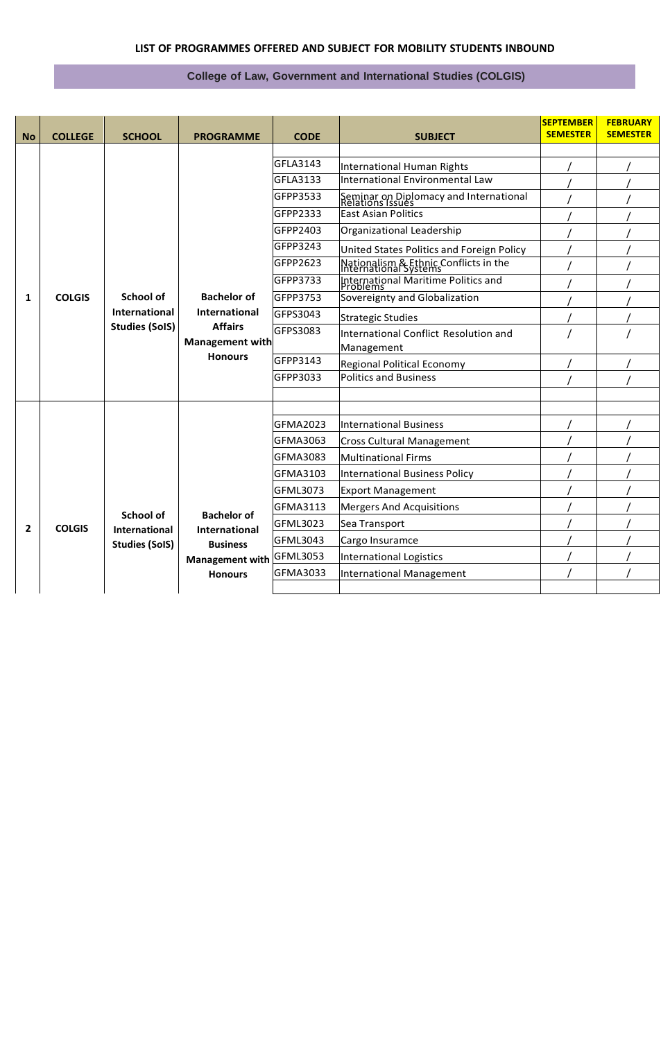**LIST OF PROGRAMMES OFFERED AND SUBJECT FOR MOBILITY STUDENTS INBOUND**

**College of Law, Government and International Studies (COLGIS)**

| No | COLLEGE | SCHOOL | PROGRAMME | CODE | SUBJECT | SEPTEMBER SEMESTER | FEBRUARY SEMESTER |
|---|---|---|---|---|---|---|---|
| 1 | COLGIS | School of International Studies (SoIS) | Bachelor of International Affairs Management with Honours | | | | |
| | | | | GFLA3143 | International Human Rights | / | / |
| | | | | GFLA3133 | International Environmental Law | / | / |
| | | | | GFPP3533 | Seminar on Diplomacy and International Relations Issues | / | / |
| | | | | GFPP2333 | East Asian Politics | / | / |
| | | | | GFPP2403 | Organizational Leadership | / | / |
| | | | | GFPP3243 | United States Politics and Foreign Policy | / | / |
| | | | | GFPP2623 | Nationalism & Ethnic Conflicts in the International Systems | / | / |
| | | | | GFPP3733 | International Maritime Politics and Problems | / | / |
| | | | | GFPP3753 | Sovereignty and Globalization | / | / |
| | | | | GFPS3043 | Strategic Studies | / | / |
| | | | | GFPS3083 | International Conflict Resolution and Management | / | / |
| | | | | GFPP3143 | Regional Political Economy | / | / |
| | | | | GFPP3033 | Politics and Business | / | / |
| | | | | | | | |
| 2 | COLGIS | School of International Studies (SoIS) | Bachelor of International Business Management with Honours | | | | |
| | | | | GFMA2023 | International Business | / | / |
| | | | | GFMA3063 | Cross Cultural Management | / | / |
| | | | | GFMA3083 | Multinational Firms | / | / |
| | | | | GFMA3103 | International Business Policy | / | / |
| | | | | GFML3073 | Export Management | / | / |
| | | | | GFMA3113 | Mergers And Acquisitions | / | / |
| | | | | GFML3023 | Sea Transport | / | / |
| | | | | GFML3043 | Cargo Insuramce | / | / |
| | | | | GFML3053 | International Logistics | / | / |
| | | | | GFMA3033 | International Management | / | / |
| | | | | | | | |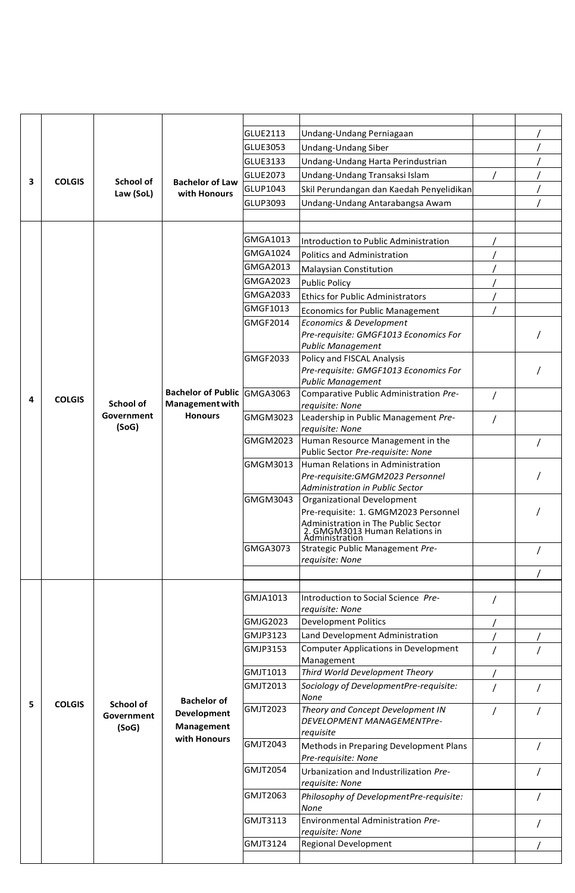|  |  |  |  |  |  |  |  |
|---|---|---|---|---|---|---|---|
| 3 | COLGIS | School of Law (SoL) | Bachelor of Law with Honours | GLUE2113 | Undang-Undang Perniagaan |  | / |
|  |  |  |  | GLUE3053 | Undang-Undang Siber |  | / |
|  |  |  |  | GLUE3133 | Undang-Undang Harta Perindustrian |  | / |
|  |  |  |  | GLUE2073 | Undang-Undang Transaksi Islam | / | / |
|  |  |  |  | GLUP1043 | Skil Perundangan dan Kaedah Penyelidikan |  | / |
|  |  |  |  | GLUP3093 | Undang-Undang Antarabangsa Awam |  | / |
|  |  |  |  |  |  |  |  |
| 4 | COLGIS | School of Government (SoG) | Bachelor of Public Management with Honours |  |  |  |  |
|  |  |  |  | GMGA1013 | Introduction to Public Administration | / |  |
|  |  |  |  | GMGA1024 | Politics and Administration | / |  |
|  |  |  |  | GMGA2013 | Malaysian Constitution | / |  |
|  |  |  |  | GMGA2023 | Public Policy | / |  |
|  |  |  |  | GMGA2033 | Ethics for Public Administrators | / |  |
|  |  |  |  | GMGF1013 | Economics for Public Management | / |  |
|  |  |  |  | GMGF2014 | *Economics & Development Pre-requisite: GMGF1013 Economics For Public Management* |  | / |
|  |  |  |  | GMGF2033 | Policy and FISCAL Analysis *Pre-requisite: GMGF1013 Economics For Public Management* |  | / |
|  |  |  |  | GMGA3063 | Comparative Public Administration *Pre-requisite: None* | / |  |
|  |  |  |  | GMGM3023 | Leadership in Public Management *Pre-requisite: None* | / |  |
|  |  |  |  | GMGM2023 | Human Resource Management in the Public Sector *Pre-requisite: None* |  | / |
|  |  |  |  | GMGM3013 | Human Relations in Administration *Pre-requisite:GMGM2023 Personnel Administration in Public Sector* |  | / |
|  |  |  |  | GMGM3043 | Organizational Development Pre-requisite: 1. GMGM2023 Personnel Administration in The Public Sector 2. GMGM3013 Human Relations in Administration |  | / |
|  |  |  |  | GMGA3073 | Strategic Public Management *Pre-requisite: None* |  | / |
|  |  |  |  |  |  |  | / |
| 5 | COLGIS | School of Government (SoG) | Bachelor of Development Management with Honours |  |  |  |  |
|  |  |  |  | GMJA1013 | Introduction to Social Science *Pre-requisite: None* | / |  |
|  |  |  |  | GMJG2023 | Development Politics | / |  |
|  |  |  |  | GMJP3123 | Land Development Administration | / | / |
|  |  |  |  | GMJP3153 | Computer Applications in Development Management | / | / |
|  |  |  |  | GMJT1013 | *Third World Development Theory* | / |  |
|  |  |  |  | GMJT2013 | *Sociology of DevelopmentPre-requisite: None* | / | / |
|  |  |  |  | GMJT2023 | *Theory and Concept Development IN DEVELOPMENT MANAGEMENTPre-requisite* | / | / |
|  |  |  |  | GMJT2043 | Methods in Preparing Development Plans *Pre-requisite: None* |  | / |
|  |  |  |  | GMJT2054 | Urbanization and Industrialization *Pre-requisite: None* |  | / |
|  |  |  |  | GMJT2063 | *Philosophy of DevelopmentPre-requisite: None* |  | / |
|  |  |  |  | GMJT3113 | Environmental Administration *Pre-requisite: None* |  | / |
|  |  |  |  | GMJT3124 | Regional Development |  | / |
|  |  |  |  |  |  |  |  |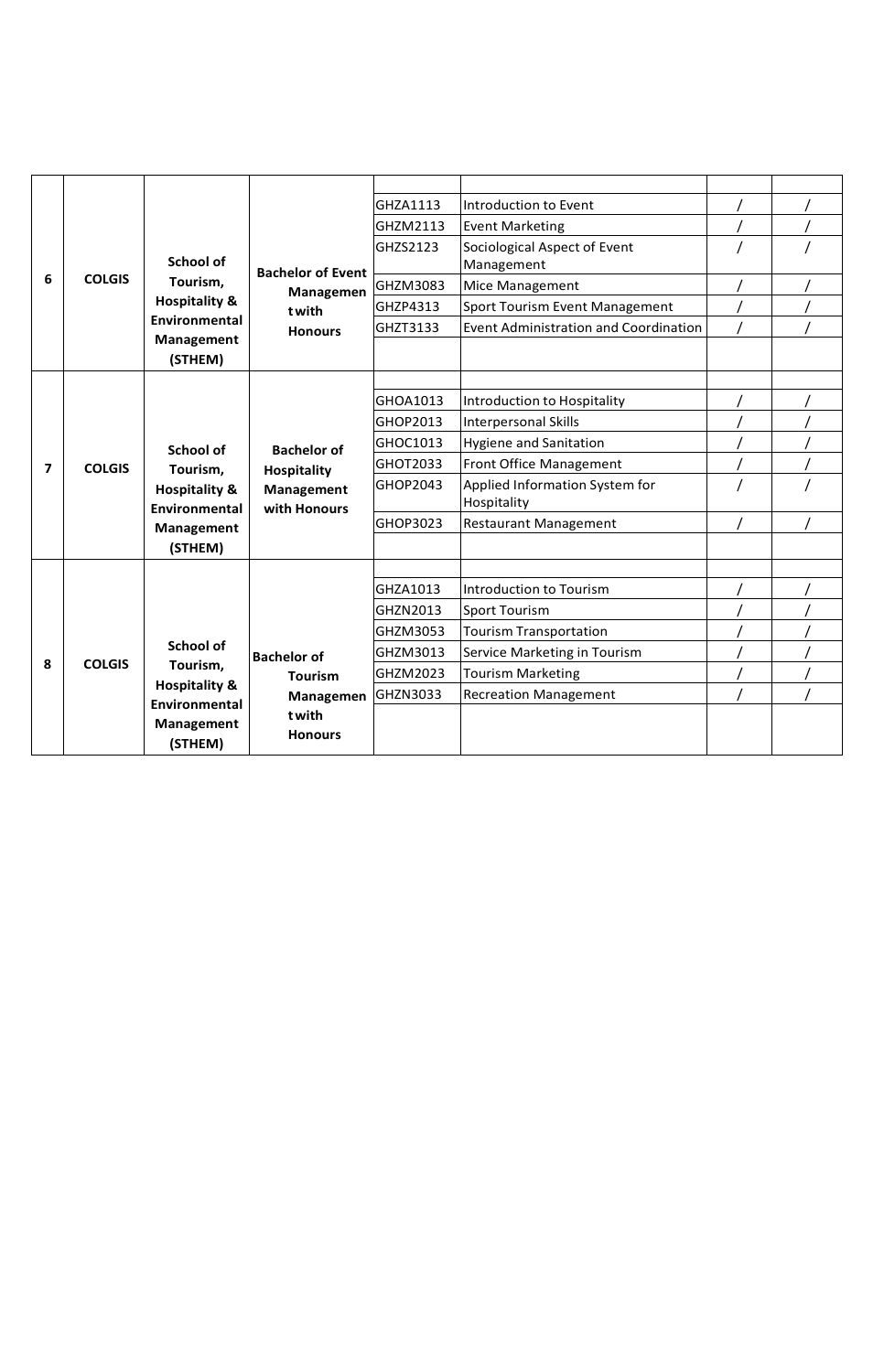| | | | | | | | |
|---|---|---|---|---|---|---|---|
| 6 | COLGIS | School of Tourism, Hospitality & Environmental Management (STHEM) | Bachelor of Event Management with Honours | | | | |
| | | | | GHZA1113 | Introduction to Event | / | / |
| | | | | GHZM2113 | Event Marketing | / | / |
| | | | | GHZS2123 | Sociological Aspect of Event Management | / | / |
| | | | | GHZM3083 | Mice Management | / | / |
| | | | | GHZP4313 | Sport Tourism Event Management | / | / |
| | | | | GHZT3133 | Event Administration and Coordination | / | / |
| | | | | | | | |
| 7 | COLGIS | School of Tourism, Hospitality & Environmental Management (STHEM) | Bachelor of Hospitality Management with Honours | | | | |
| | | | | GHOA1013 | Introduction to Hospitality | / | / |
| | | | | GHOP2013 | Interpersonal Skills | / | / |
| | | | | GHOC1013 | Hygiene and Sanitation | / | / |
| | | | | GHOT2033 | Front Office Management | / | / |
| | | | | GHOP2043 | Applied Information System for Hospitality | / | / |
| | | | | GHOP3023 | Restaurant Management | / | / |
| | | | | | | | |
| 8 | COLGIS | School of Tourism, Hospitality & Environmental Management (STHEM) | Bachelor of Tourism Management with Honours | | | | |
| | | | | GHZA1013 | Introduction to Tourism | / | / |
| | | | | GHZN2013 | Sport Tourism | / | / |
| | | | | GHZM3053 | Tourism Transportation | / | / |
| | | | | GHZM3013 | Service Marketing in Tourism | / | / |
| | | | | GHZM2023 | Tourism Marketing | / | / |
| | | | | GHZN3033 | Recreation Management | / | / |
| | | | | | | | |